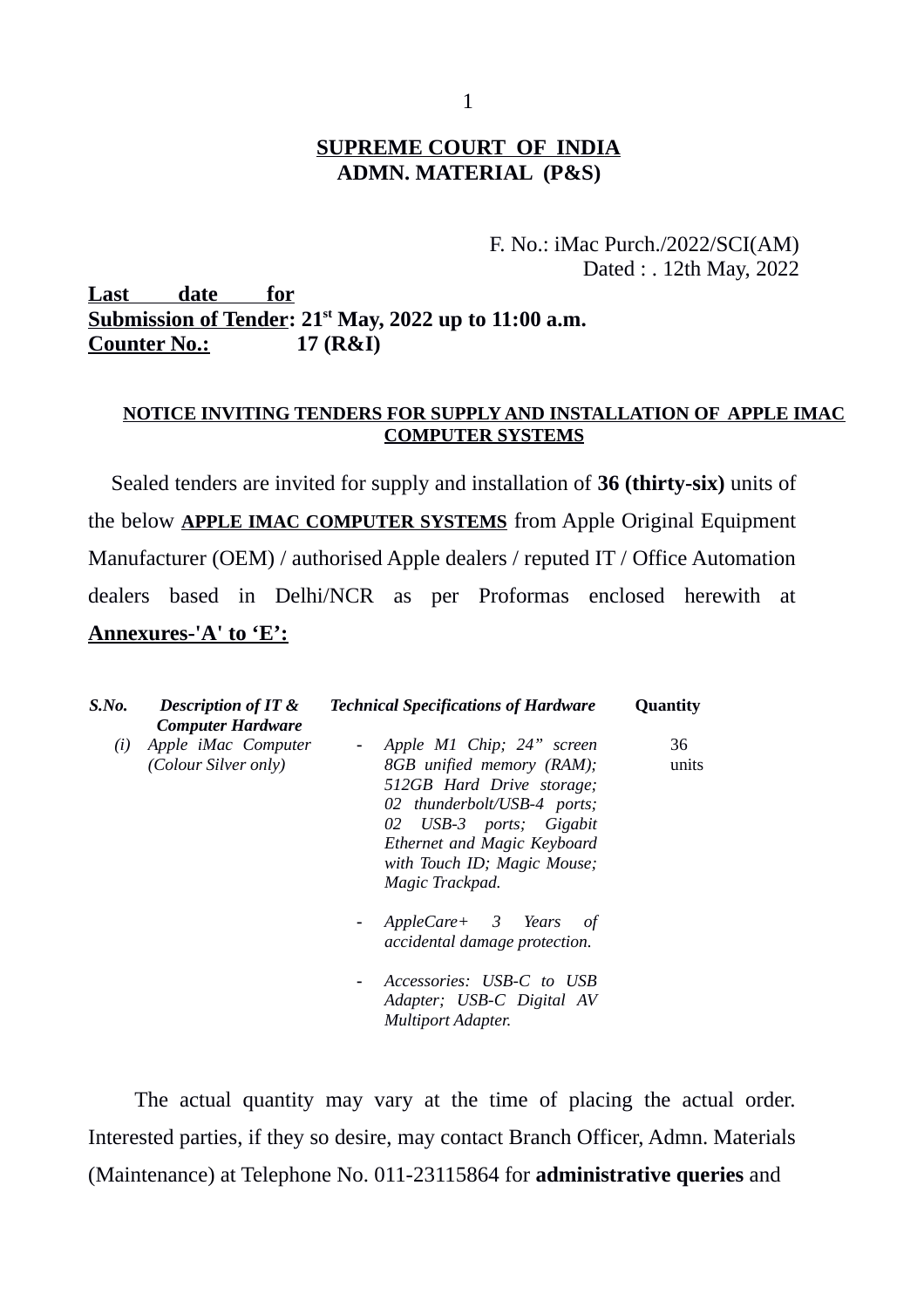# SUPREME COURT OF INDIA
## ADMN. MATERIAL (P&S)

F. No.: iMac Purch./2022/SCI(AM)
Dated : . 12th May, 2022

**Last date for Submission of Tender: 21st May, 2022 up to 11:00 a.m.**
**Counter No.: 17 (R&I)**

### NOTICE INVITING TENDERS FOR SUPPLY AND INSTALLATION OF APPLE IMAC COMPUTER SYSTEMS

Sealed tenders are invited for supply and installation of **36 (thirty-six)** units of the below **APPLE IMAC COMPUTER SYSTEMS** from Apple Original Equipment Manufacturer (OEM) / authorised Apple dealers / reputed IT / Office Automation dealers based in Delhi/NCR as per Proformas enclosed herewith at **Annexures-'A' to 'E':**

| *S.No.* | *Description of IT & Computer Hardware* | *Technical Specifications of Hardware* | **Quantity** |
|---|---|---|---|
| *(i)* | *Apple iMac Computer (Colour Silver only)* | - *Apple M1 Chip; 24" screen 8GB unified memory (RAM); 512GB Hard Drive storage; 02 thunderbolt/USB-4 ports; 02 USB-3 ports; Gigabit Ethernet and Magic Keyboard with Touch ID; Magic Mouse; Magic Trackpad.*<br>- *AppleCare+ 3 Years of accidental damage protection.*<br>- *Accessories: USB-C to USB Adapter; USB-C Digital AV Multiport Adapter.* | 36 units |

The actual quantity may vary at the time of placing the actual order. Interested parties, if they so desire, may contact Branch Officer, Admn. Materials (Maintenance) at Telephone No. 011-23115864 for **administrative queries** and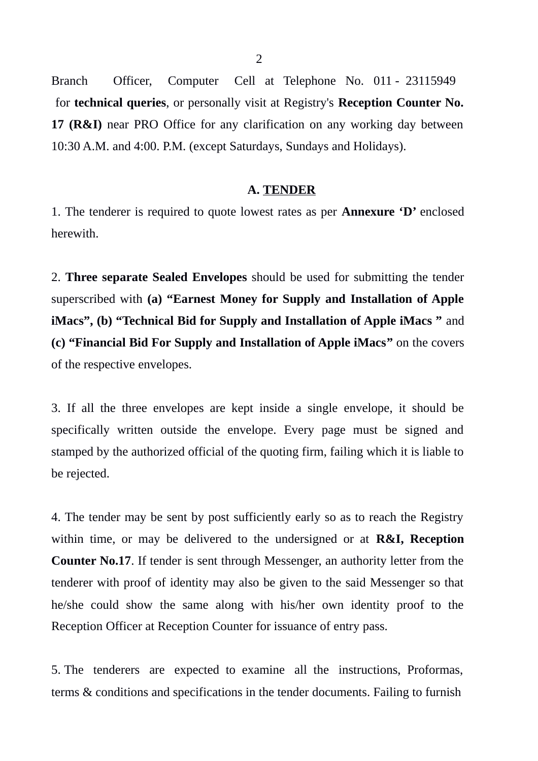Branch Officer, Computer Cell at Telephone No. 011 - 23115949 for **technical queries**, or personally visit at Registry's **Reception Counter No. 17 (R&I)** near PRO Office for any clarification on any working day between 10:30 A.M. and 4:00. P.M. (except Saturdays, Sundays and Holidays).

## A. TENDER

1. The tenderer is required to quote lowest rates as per **Annexure 'D'** enclosed herewith.

2. **Three separate Sealed Envelopes** should be used for submitting the tender superscribed with **(a) "Earnest Money for Supply and Installation of Apple iMacs", (b) "Technical Bid for Supply and Installation of Apple iMacs "** and **(c) "Financial Bid For Supply and Installation of Apple iMacs"** on the covers of the respective envelopes.

3. If all the three envelopes are kept inside a single envelope, it should be specifically written outside the envelope. Every page must be signed and stamped by the authorized official of the quoting firm, failing which it is liable to be rejected.

4. The tender may be sent by post sufficiently early so as to reach the Registry within time, or may be delivered to the undersigned or at **R&I, Reception Counter No.17**. If tender is sent through Messenger, an authority letter from the tenderer with proof of identity may also be given to the said Messenger so that he/she could show the same along with his/her own identity proof to the Reception Officer at Reception Counter for issuance of entry pass.

5. The tenderers are expected to examine all the instructions, Proformas, terms & conditions and specifications in the tender documents. Failing to furnish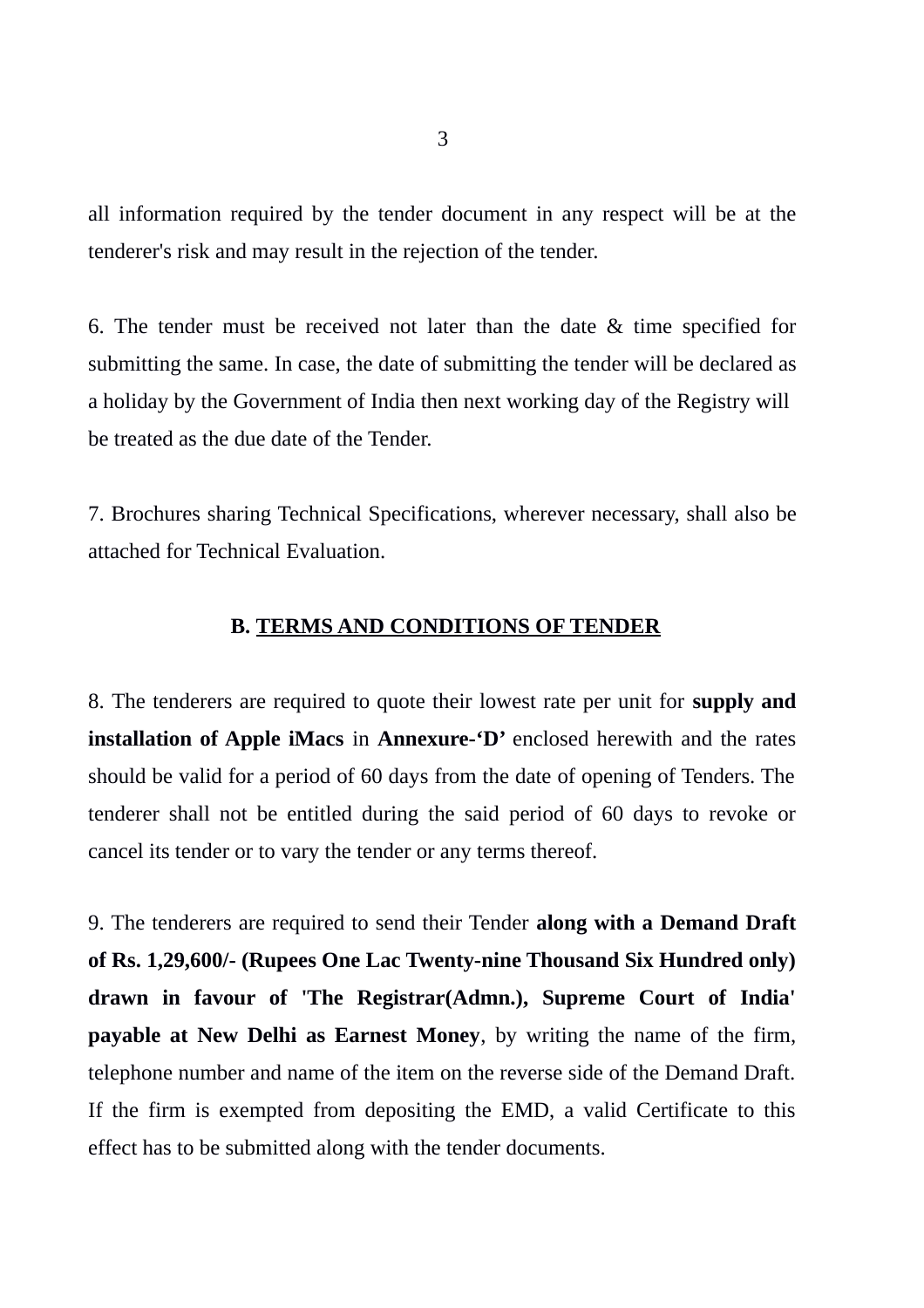all information required by the tender document in any respect will be at the tenderer's risk and may result in the rejection of the tender.

6. The tender must be received not later than the date & time specified for submitting the same. In case, the date of submitting the tender will be declared as a holiday by the Government of India then next working day of the Registry will be treated as the due date of the Tender.

7. Brochures sharing Technical Specifications, wherever necessary, shall also be attached for Technical Evaluation.

## B. TERMS AND CONDITIONS OF TENDER

8. The tenderers are required to quote their lowest rate per unit for **supply and installation of Apple iMacs** in **Annexure-'D'** enclosed herewith and the rates should be valid for a period of 60 days from the date of opening of Tenders. The tenderer shall not be entitled during the said period of 60 days to revoke or cancel its tender or to vary the tender or any terms thereof.

9. The tenderers are required to send their Tender **along with a Demand Draft of Rs. 1,29,600/- (Rupees One Lac Twenty-nine Thousand Six Hundred only) drawn in favour of 'The Registrar(Admn.), Supreme Court of India' payable at New Delhi as Earnest Money**, by writing the name of the firm, telephone number and name of the item on the reverse side of the Demand Draft. If the firm is exempted from depositing the EMD, a valid Certificate to this effect has to be submitted along with the tender documents.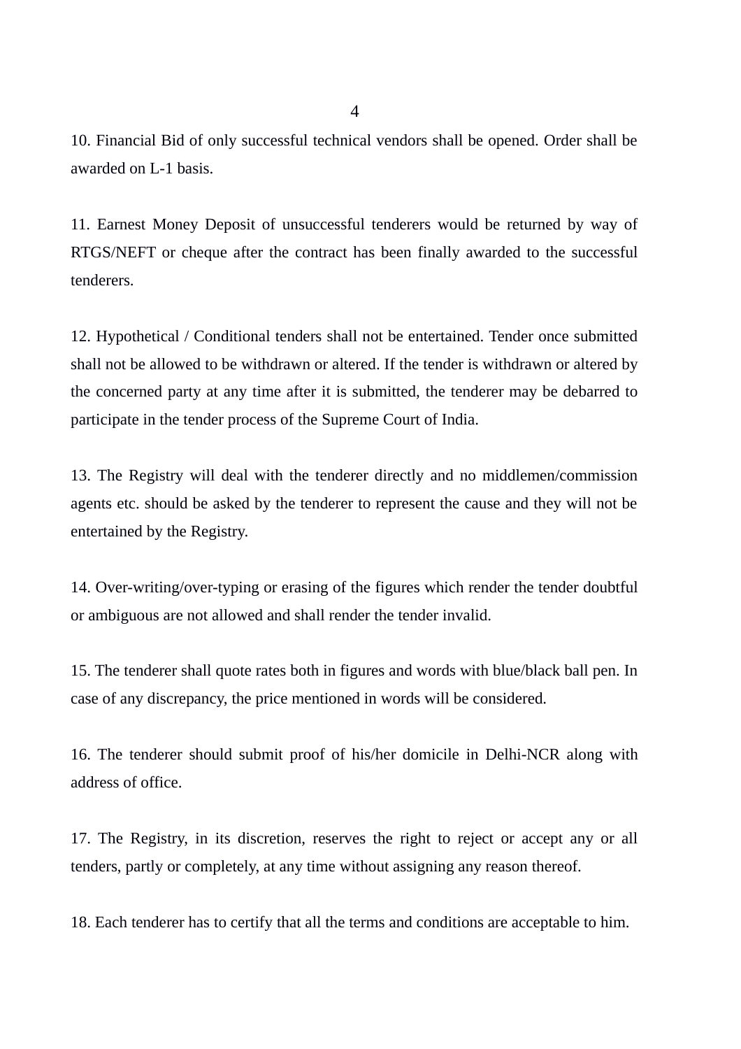10. Financial Bid of only successful technical vendors shall be opened. Order shall be awarded on L-1 basis.

11. Earnest Money Deposit of unsuccessful tenderers would be returned by way of RTGS/NEFT or cheque after the contract has been finally awarded to the successful tenderers.

12. Hypothetical / Conditional tenders shall not be entertained. Tender once submitted shall not be allowed to be withdrawn or altered. If the tender is withdrawn or altered by the concerned party at any time after it is submitted, the tenderer may be debarred to participate in the tender process of the Supreme Court of India.

13. The Registry will deal with the tenderer directly and no middlemen/commission agents etc. should be asked by the tenderer to represent the cause and they will not be entertained by the Registry.

14. Over-writing/over-typing or erasing of the figures which render the tender doubtful or ambiguous are not allowed and shall render the tender invalid.

15. The tenderer shall quote rates both in figures and words with blue/black ball pen. In case of any discrepancy, the price mentioned in words will be considered.

16. The tenderer should submit proof of his/her domicile in Delhi-NCR along with address of office.

17. The Registry, in its discretion, reserves the right to reject or accept any or all tenders, partly or completely, at any time without assigning any reason thereof.

18. Each tenderer has to certify that all the terms and conditions are acceptable to him.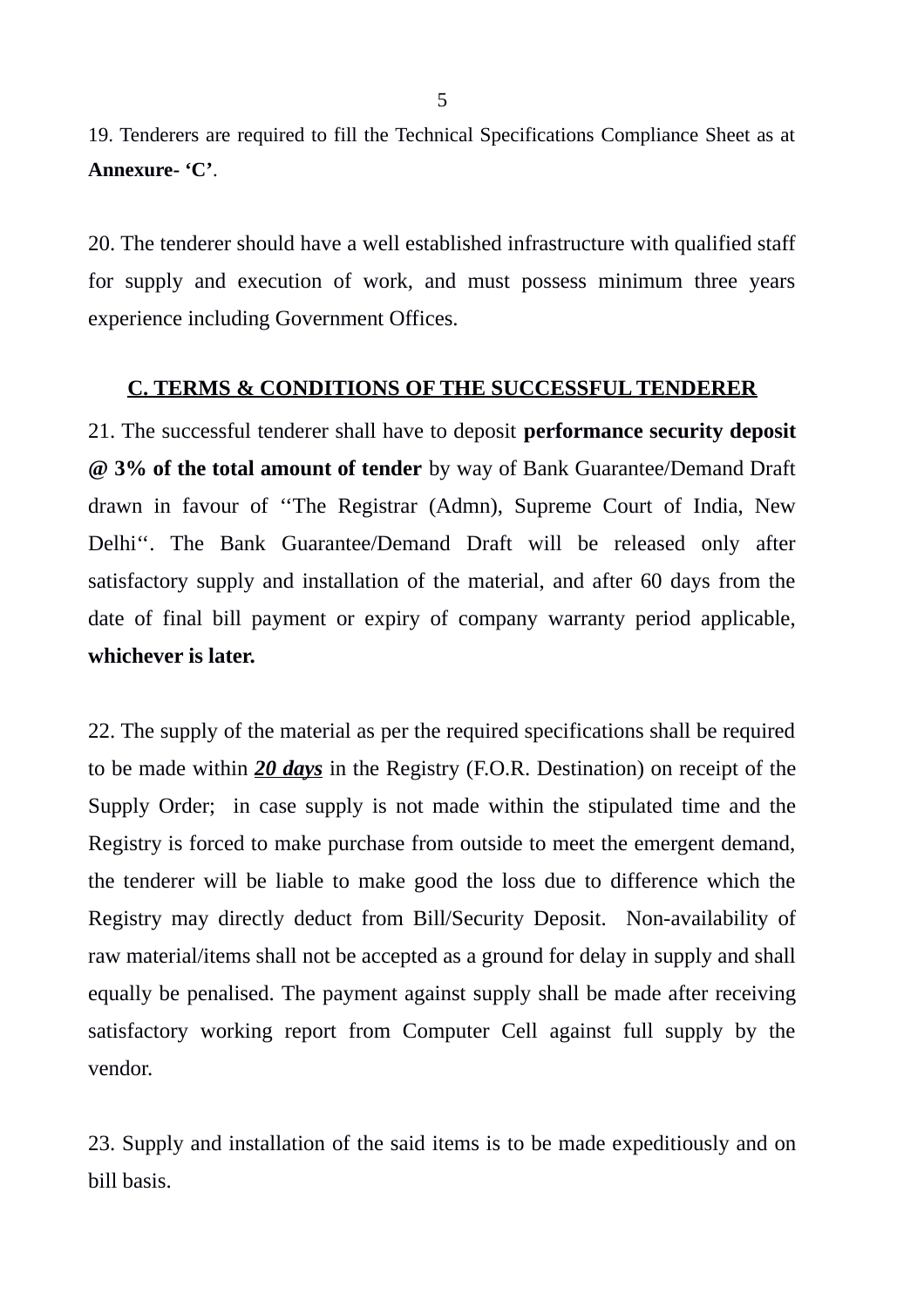19. Tenderers are required to fill the Technical Specifications Compliance Sheet as at **Annexure- 'C'**.

20. The tenderer should have a well established infrastructure with qualified staff for supply and execution of work, and must possess minimum three years experience including Government Offices.

## C. TERMS & CONDITIONS OF THE SUCCESSFUL TENDERER

21. The successful tenderer shall have to deposit **performance security deposit @ 3% of the total amount of tender** by way of Bank Guarantee/Demand Draft drawn in favour of ''The Registrar (Admn), Supreme Court of India, New Delhi''. The Bank Guarantee/Demand Draft will be released only after satisfactory supply and installation of the material, and after 60 days from the date of final bill payment or expiry of company warranty period applicable, **whichever is later.**

22. The supply of the material as per the required specifications shall be required to be made within ***20 days*** in the Registry (F.O.R. Destination) on receipt of the Supply Order; in case supply is not made within the stipulated time and the Registry is forced to make purchase from outside to meet the emergent demand, the tenderer will be liable to make good the loss due to difference which the Registry may directly deduct from Bill/Security Deposit. Non-availability of raw material/items shall not be accepted as a ground for delay in supply and shall equally be penalised. The payment against supply shall be made after receiving satisfactory working report from Computer Cell against full supply by the vendor.

23. Supply and installation of the said items is to be made expeditiously and on bill basis.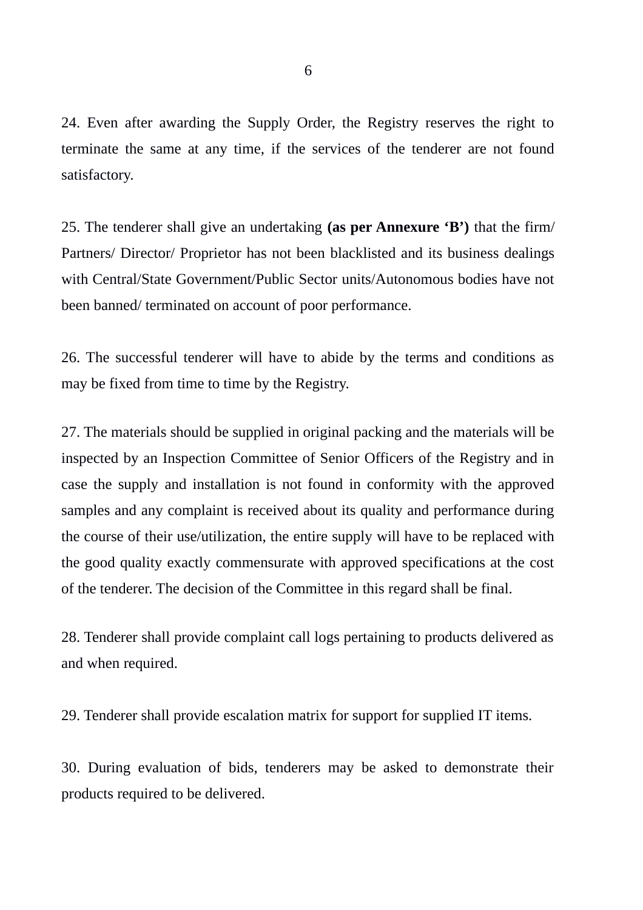24. Even after awarding the Supply Order, the Registry reserves the right to terminate the same at any time, if the services of the tenderer are not found satisfactory.

25. The tenderer shall give an undertaking **(as per Annexure 'B')** that the firm/ Partners/ Director/ Proprietor has not been blacklisted and its business dealings with Central/State Government/Public Sector units/Autonomous bodies have not been banned/ terminated on account of poor performance.

26. The successful tenderer will have to abide by the terms and conditions as may be fixed from time to time by the Registry.

27. The materials should be supplied in original packing and the materials will be inspected by an Inspection Committee of Senior Officers of the Registry and in case the supply and installation is not found in conformity with the approved samples and any complaint is received about its quality and performance during the course of their use/utilization, the entire supply will have to be replaced with the good quality exactly commensurate with approved specifications at the cost of the tenderer. The decision of the Committee in this regard shall be final.

28. Tenderer shall provide complaint call logs pertaining to products delivered as and when required.

29. Tenderer shall provide escalation matrix for support for supplied IT items.

30. During evaluation of bids, tenderers may be asked to demonstrate their products required to be delivered.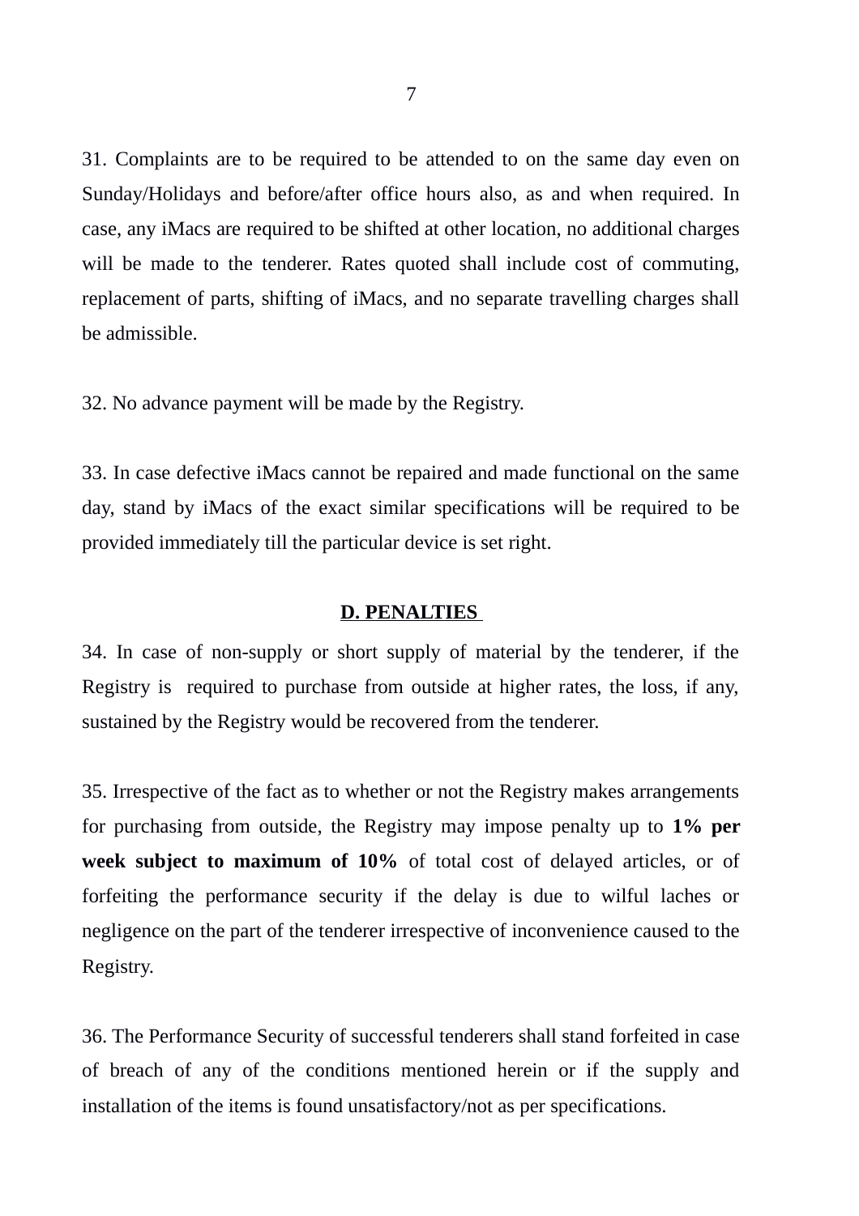31. Complaints are to be required to be attended to on the same day even on Sunday/Holidays and before/after office hours also, as and when required. In case, any iMacs are required to be shifted at other location, no additional charges will be made to the tenderer. Rates quoted shall include cost of commuting, replacement of parts, shifting of iMacs, and no separate travelling charges shall be admissible.

32. No advance payment will be made by the Registry.

33. In case defective iMacs cannot be repaired and made functional on the same day, stand by iMacs of the exact similar specifications will be required to be provided immediately till the particular device is set right.

## D. PENALTIES

34. In case of non-supply or short supply of material by the tenderer, if the Registry is required to purchase from outside at higher rates, the loss, if any, sustained by the Registry would be recovered from the tenderer.

35. Irrespective of the fact as to whether or not the Registry makes arrangements for purchasing from outside, the Registry may impose penalty up to **1% per week subject to maximum of 10%** of total cost of delayed articles, or of forfeiting the performance security if the delay is due to wilful laches or negligence on the part of the tenderer irrespective of inconvenience caused to the Registry.

36. The Performance Security of successful tenderers shall stand forfeited in case of breach of any of the conditions mentioned herein or if the supply and installation of the items is found unsatisfactory/not as per specifications.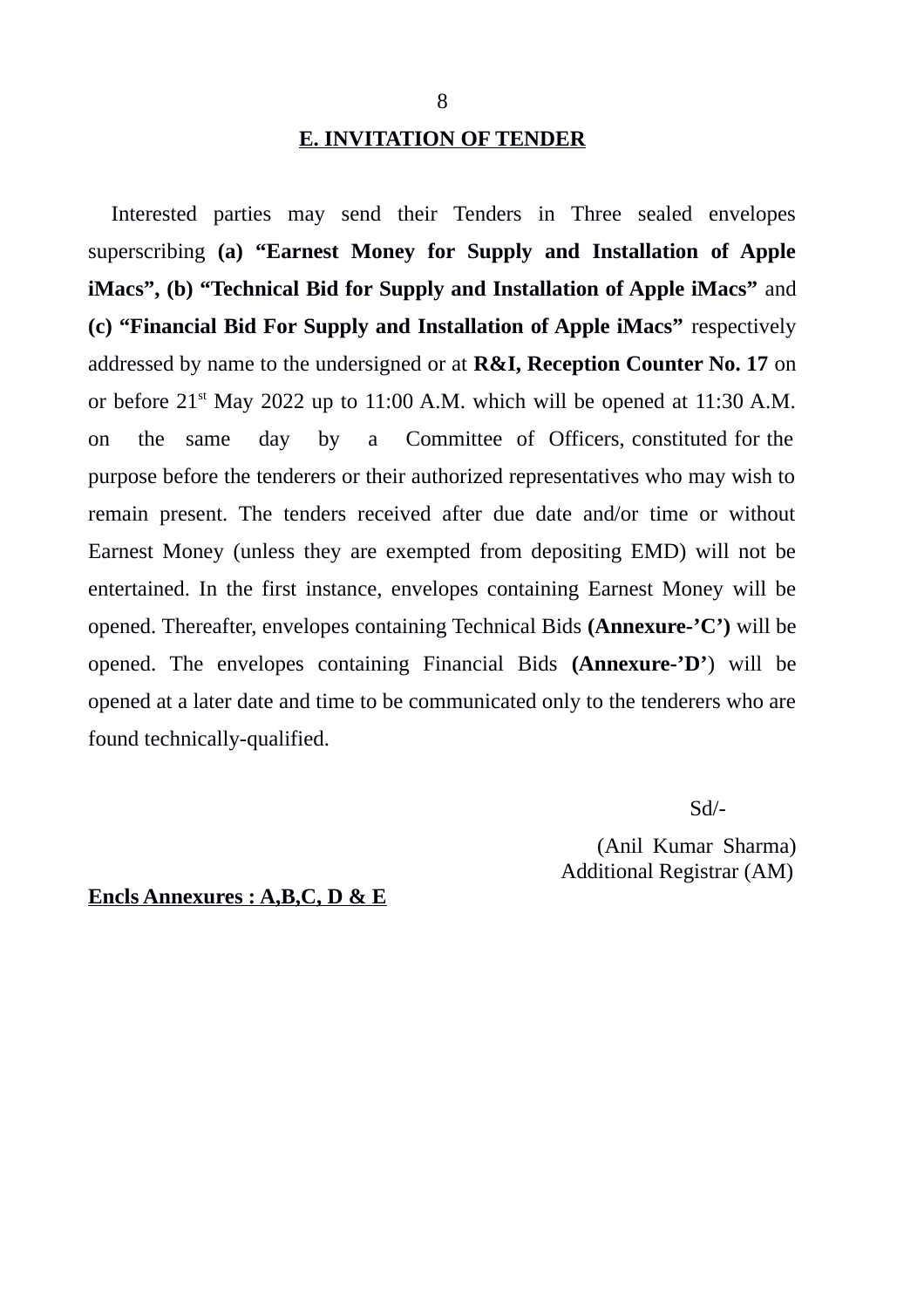## E. INVITATION OF TENDER

Interested parties may send their Tenders in Three sealed envelopes superscribing **(a) "Earnest Money for Supply and Installation of Apple iMacs", (b) "Technical Bid for Supply and Installation of Apple iMacs"** and **(c) "Financial Bid For Supply and Installation of Apple iMacs"** respectively addressed by name to the undersigned or at **R&I, Reception Counter No. 17** on or before 21st May 2022 up to 11:00 A.M. which will be opened at 11:30 A.M. on the same day by a Committee of Officers, constituted for the purpose before the tenderers or their authorized representatives who may wish to remain present. The tenders received after due date and/or time or without Earnest Money (unless they are exempted from depositing EMD) will not be entertained. In the first instance, envelopes containing Earnest Money will be opened. Thereafter, envelopes containing Technical Bids **(Annexure-'C')** will be opened. The envelopes containing Financial Bids **(Annexure-'D'**) will be opened at a later date and time to be communicated only to the tenderers who are found technically-qualified.

Sd/-

(Anil Kumar Sharma)
Additional Registrar (AM)

**Encls Annexures : A,B,C, D & E**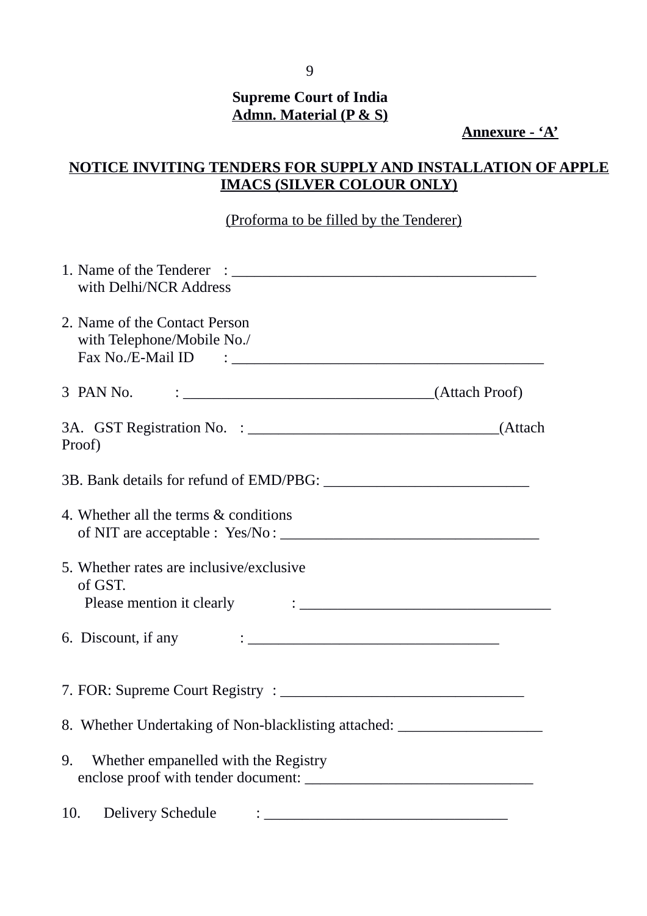**Supreme Court of India**
**Admn. Material (P & S)**

**Annexure - 'A'**

## NOTICE INVITING TENDERS FOR SUPPLY AND INSTALLATION OF APPLE IMACS (SILVER COLOUR ONLY)

(Proforma to be filled by the Tenderer)

1. Name of the Tenderer : ________________________________________
   with Delhi/NCR Address

2. Name of the Contact Person
   with Telephone/Mobile No./
   Fax No./E-Mail ID : ________________________________________

3 PAN No. : ________________________________(Attach Proof)

3A. GST Registration No. : ________________________________(Attach Proof)

3B. Bank details for refund of EMD/PBG: ___________________________

4. Whether all the terms & conditions
   of NIT are acceptable : Yes/No : __________________________________

5. Whether rates are inclusive/exclusive
   of GST.
   Please mention it clearly : _________________________________

6. Discount, if any : _________________________________

7. FOR: Supreme Court Registry : ________________________________

8. Whether Undertaking of Non-blacklisting attached: ___________________

9. Whether empanelled with the Registry
   enclose proof with tender document: ______________________________

10. Delivery Schedule : ________________________________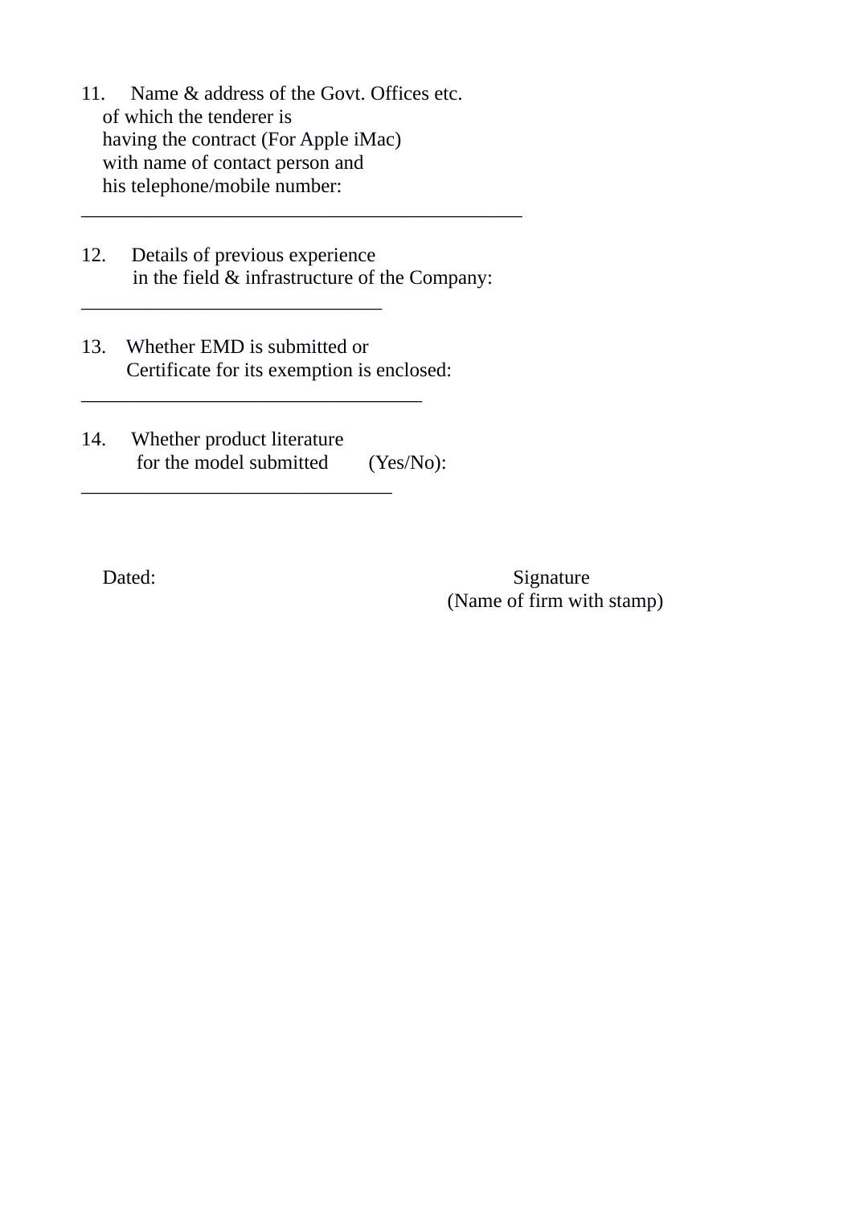11. Name & address of the Govt. Offices etc. of which the tenderer is having the contract (For Apple iMac) with name of contact person and his telephone/mobile number:

_____________________________________________

12. Details of previous experience in the field & infrastructure of the Company:

______________________________

13. Whether EMD is submitted or Certificate for its exemption is enclosed:

__________________________________

14. Whether product literature for the model submitted (Yes/No):

_______________________________

Dated:

Signature
(Name of firm with stamp)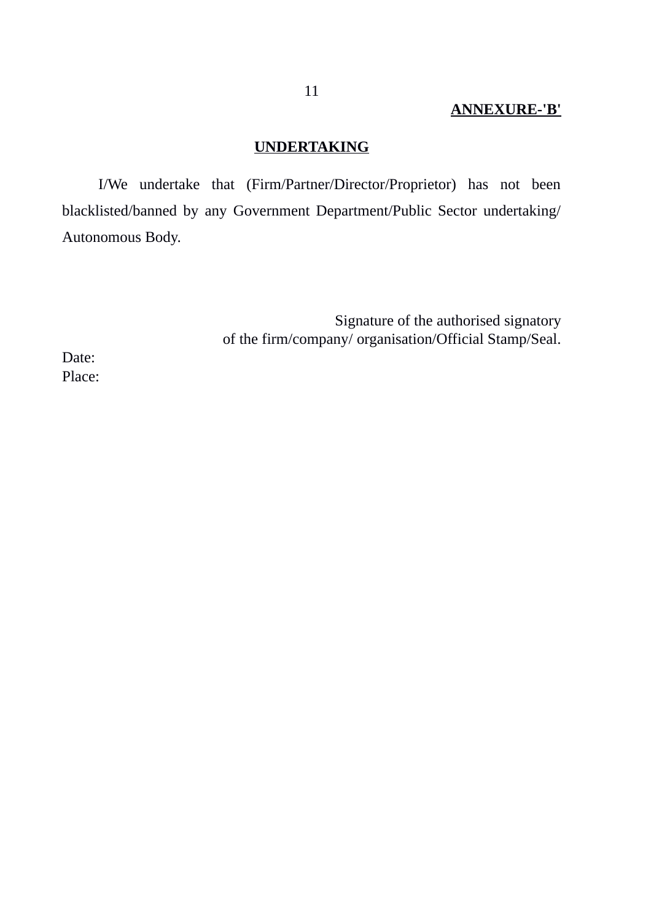**ANNEXURE-'B'**

## UNDERTAKING

I/We undertake that (Firm/Partner/Director/Proprietor) has not been blacklisted/banned by any Government Department/Public Sector undertaking/ Autonomous Body.

Signature of the authorised signatory
of the firm/company/ organisation/Official Stamp/Seal.

Date:
Place: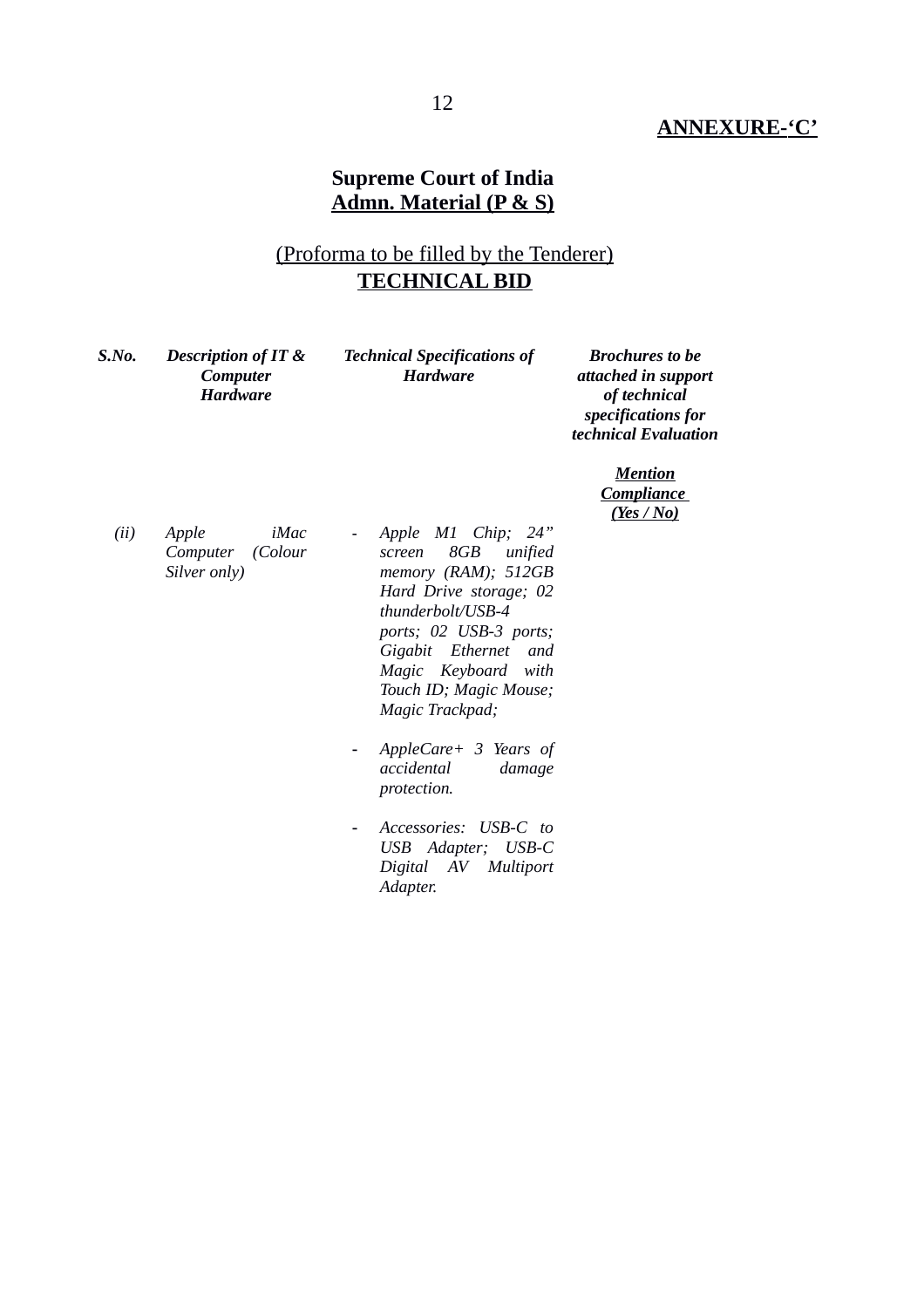**ANNEXURE-'C'**

**Supreme Court of India**
**Admn. Material (P & S)**

(Proforma to be filled by the Tenderer)
**TECHNICAL BID**

| *S.No.* | *Description of IT & Computer Hardware* | *Technical Specifications of Hardware* | *Brochures to be attached in support of technical specifications for technical Evaluation* <br><br> ***Mention Compliance (Yes / No)*** |
|---|---|---|---|
| *(ii)* | *Apple iMac Computer (Colour Silver only)* | - *Apple M1 Chip; 24" screen 8GB unified memory (RAM); 512GB Hard Drive storage; 02 thunderbolt/USB-4 ports; 02 USB-3 ports; Gigabit Ethernet and Magic Keyboard with Touch ID; Magic Mouse; Magic Trackpad;* <br><br> - *AppleCare+ 3 Years of accidental damage protection.* <br><br> - *Accessories: USB-C to USB Adapter; USB-C Digital AV Multiport Adapter.* | |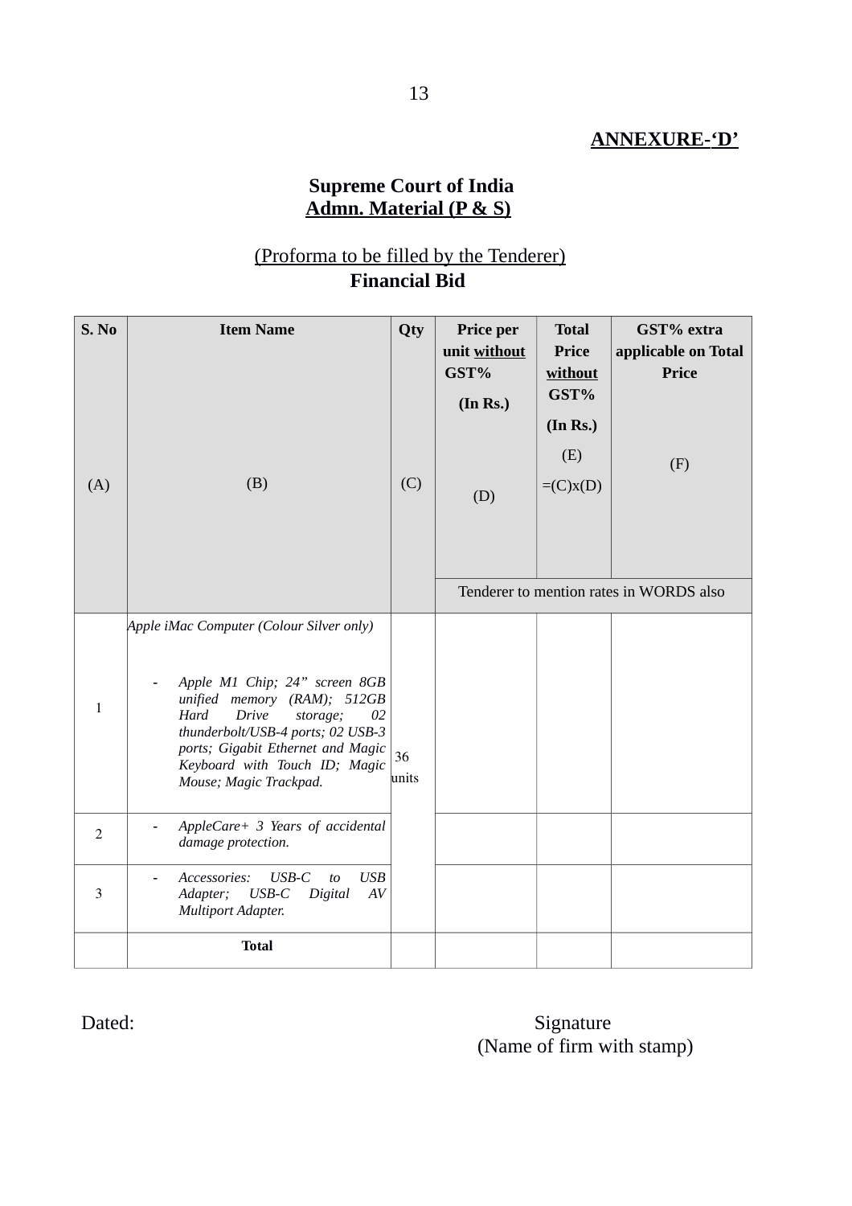**<u>ANNEXURE-'D'</u>**

**Supreme Court of India**
**<u>Admn. Material (P & S)</u>**

<u>(Proforma to be filled by the Tenderer)</u>
**Financial Bid**

| S. No (A) | Item Name (B) | Qty (C) | Price per unit without GST% (In Rs.) (D) | Total Price without GST% (In Rs.) (E) =(C)x(D) | GST% extra applicable on Total Price (F) |
|---|---|---|---|---|---|
| | | | Tenderer to mention rates in WORDS also | | |
| 1 | *Apple iMac Computer (Colour Silver only)*<br>- *Apple M1 Chip; 24" screen 8GB unified memory (RAM); 512GB Hard Drive storage; 02 thunderbolt/USB-4 ports; 02 USB-3 ports; Gigabit Ethernet and Magic Keyboard with Touch ID; Magic Mouse; Magic Trackpad.* | 36 units | | | |
| 2 | - *AppleCare+ 3 Years of accidental damage protection.* | | | | |
| 3 | - *Accessories: USB-C to USB Adapter; USB-C Digital AV Multiport Adapter.* | | | | |
| | **Total** | | | | |

Dated:

Signature
(Name of firm with stamp)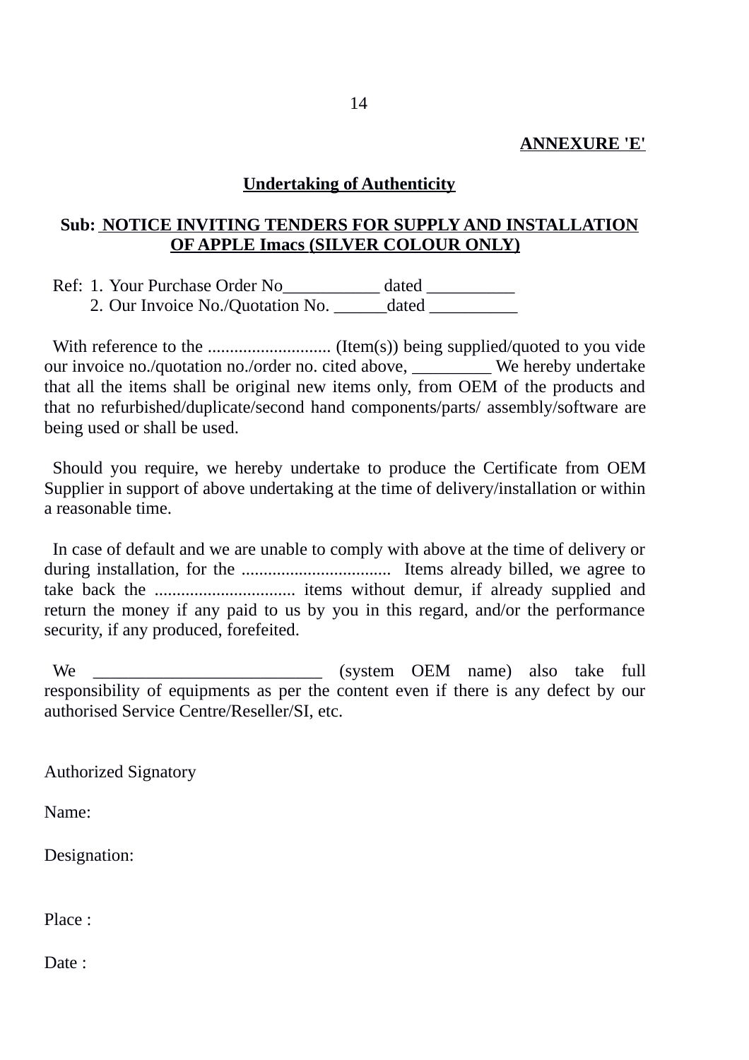**ANNEXURE 'E'**

## Undertaking of Authenticity

**Sub: NOTICE INVITING TENDERS FOR SUPPLY AND INSTALLATION OF APPLE Imacs (SILVER COLOUR ONLY)**

Ref: 1. Your Purchase Order No___________ dated __________
2. Our Invoice No./Quotation No. ______dated __________

With reference to the ........................... (Item(s)) being supplied/quoted to you vide our invoice no./quotation no./order no. cited above, _________ We hereby undertake that all the items shall be original new items only, from OEM of the products and that no refurbished/duplicate/second hand components/parts/ assembly/software are being used or shall be used.

Should you require, we hereby undertake to produce the Certificate from OEM Supplier in support of above undertaking at the time of delivery/installation or within a reasonable time.

In case of default and we are unable to comply with above at the time of delivery or during installation, for the ................................. Items already billed, we agree to take back the ................................ items without demur, if already supplied and return the money if any paid to us by you in this regard, and/or the performance security, if any produced, forefeited.

We __________________________ (system OEM name) also take full responsibility of equipments as per the content even if there is any defect by our authorised Service Centre/Reseller/SI, etc.

Authorized Signatory

Name:

Designation:

Place :

Date :